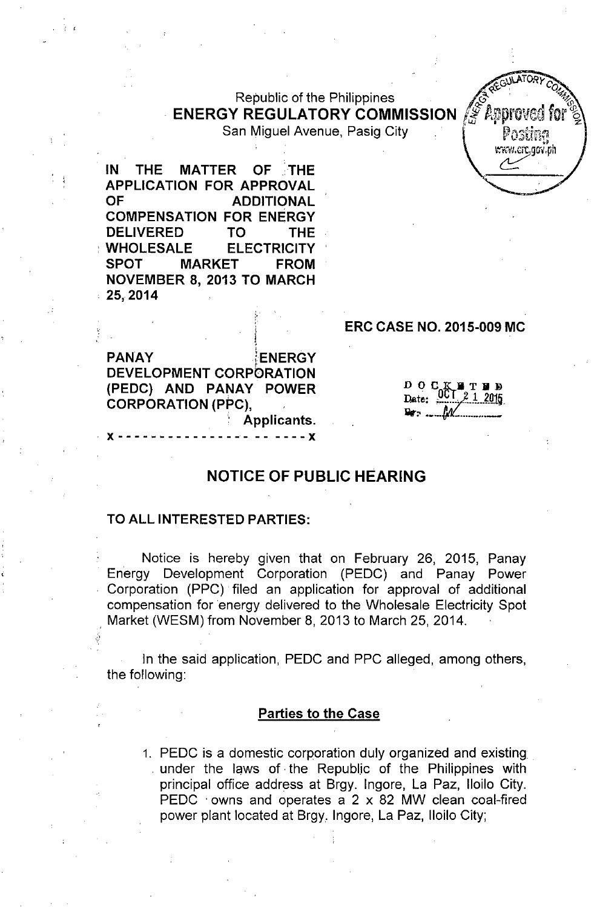Republic of the Philippines
**ENERGY REGULATORY COMMISSION**
San Miguel Avenue, Pasig City

**IN THE MATTER OF THE APPLICATION FOR APPROVAL OF ADDITIONAL COMPENSATION FOR ENERGY DELIVERED TO THE WHOLESALE ELECTRICITY SPOT MARKET FROM NOVEMBER 8, 2013 TO MARCH 25, 2014**

**ERC CASE NO. 2015-009 MC**

**PANAY ENERGY DEVELOPMENT CORPORATION (PEDC) AND PANAY POWER CORPORATION (PPC),**
**Applicants.**
x - - - - - - - - - - - - - - - - - - - - - - x

DOCKETED
Date: OCT 21 2015
By: M

## NOTICE OF PUBLIC HEARING

**TO ALL INTERESTED PARTIES:**

Notice is hereby given that on February 26, 2015, Panay Energy Development Corporation (PEDC) and Panay Power Corporation (PPC) filed an application for approval of additional compensation for energy delivered to the Wholesale Electricity Spot Market (WESM) from November 8, 2013 to March 25, 2014.

In the said application, PEDC and PPC alleged, among others, the following:

**Parties to the Case**

1. PEDC is a domestic corporation duly organized and existing under the laws of the Republic of the Philippines with principal office address at Brgy. Ingore, La Paz, Iloilo City. PEDC owns and operates a 2 x 82 MW clean coal-fired power plant located at Brgy. Ingore, La Paz, Iloilo City;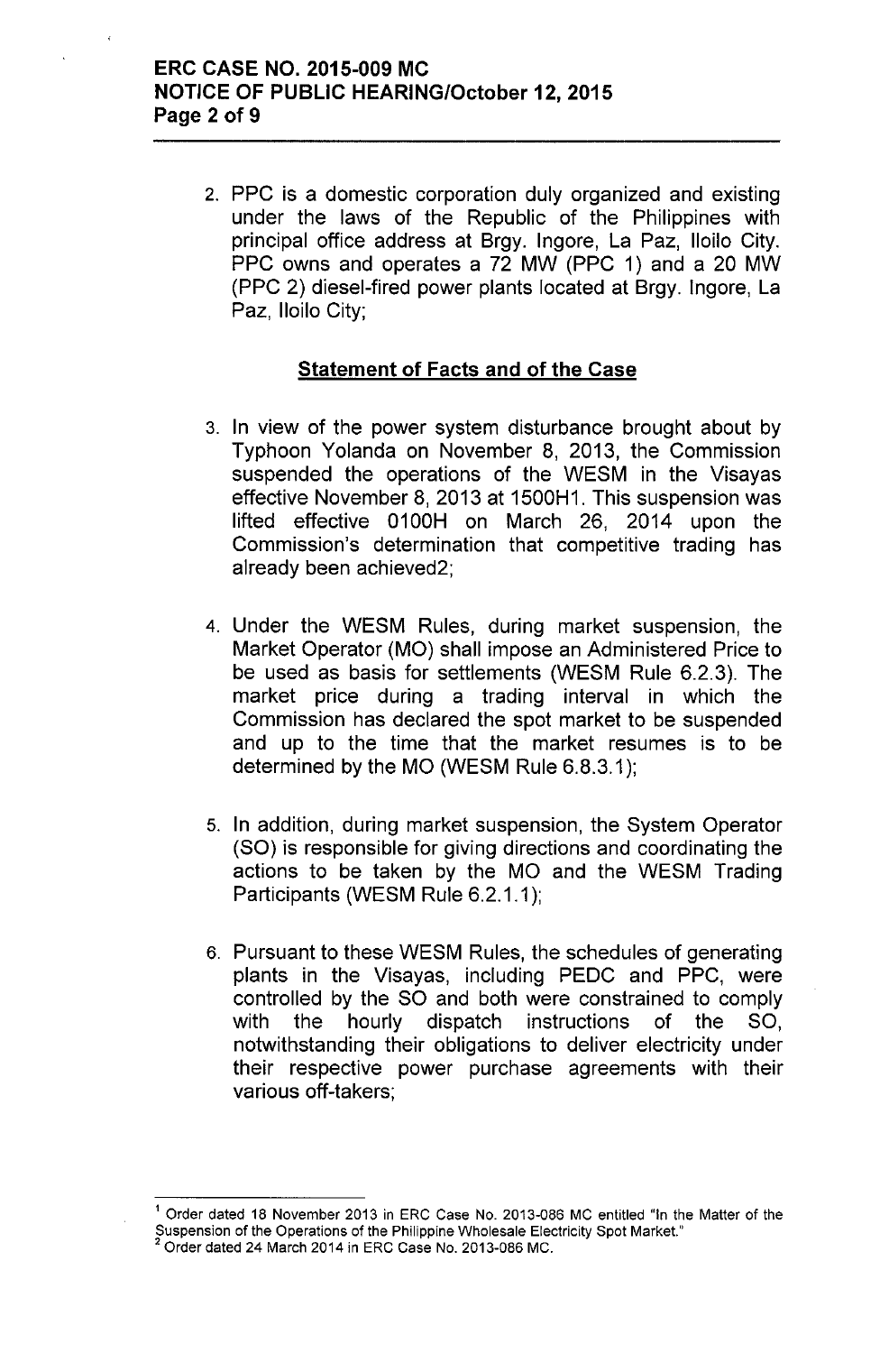2. PPC is a domestic corporation duly organized and existing under the laws of the Republic of the Philippines with principal office address at Brgy. Ingore, La Paz, Iloilo City. PPC owns and operates a 72 MW (PPC 1) and a 20 MW (PPC 2) diesel-fired power plants located at Brgy. Ingore, La Paz, Iloilo City;

**Statement of Facts and of the Case**

3. In view of the power system disturbance brought about by Typhoon Yolanda on November 8, 2013, the Commission suspended the operations of the WESM in the Visayas effective November 8, 2013 at 1500H[1]. This suspension was lifted effective 0100H on March 26, 2014 upon the Commission's determination that competitive trading has already been achieved[2];

4. Under the WESM Rules, during market suspension, the Market Operator (MO) shall impose an Administered Price to be used as basis for settlements (WESM Rule 6.2.3). The market price during a trading interval in which the Commission has declared the spot market to be suspended and up to the time that the market resumes is to be determined by the MO (WESM Rule 6.8.3.1);

5. In addition, during market suspension, the System Operator (SO) is responsible for giving directions and coordinating the actions to be taken by the MO and the WESM Trading Participants (WESM Rule 6.2.1.1);

6. Pursuant to these WESM Rules, the schedules of generating plants in the Visayas, including PEDC and PPC, were controlled by the SO and both were constrained to comply with the hourly dispatch instructions of the SO, notwithstanding their obligations to deliver electricity under their respective power purchase agreements with their various off-takers;

---

[1] Order dated 18 November 2013 in ERC Case No. 2013-086 MC entitled "In the Matter of the Suspension of the Operations of the Philippine Wholesale Electricity Spot Market."

[2] Order dated 24 March 2014 in ERC Case No. 2013-086 MC.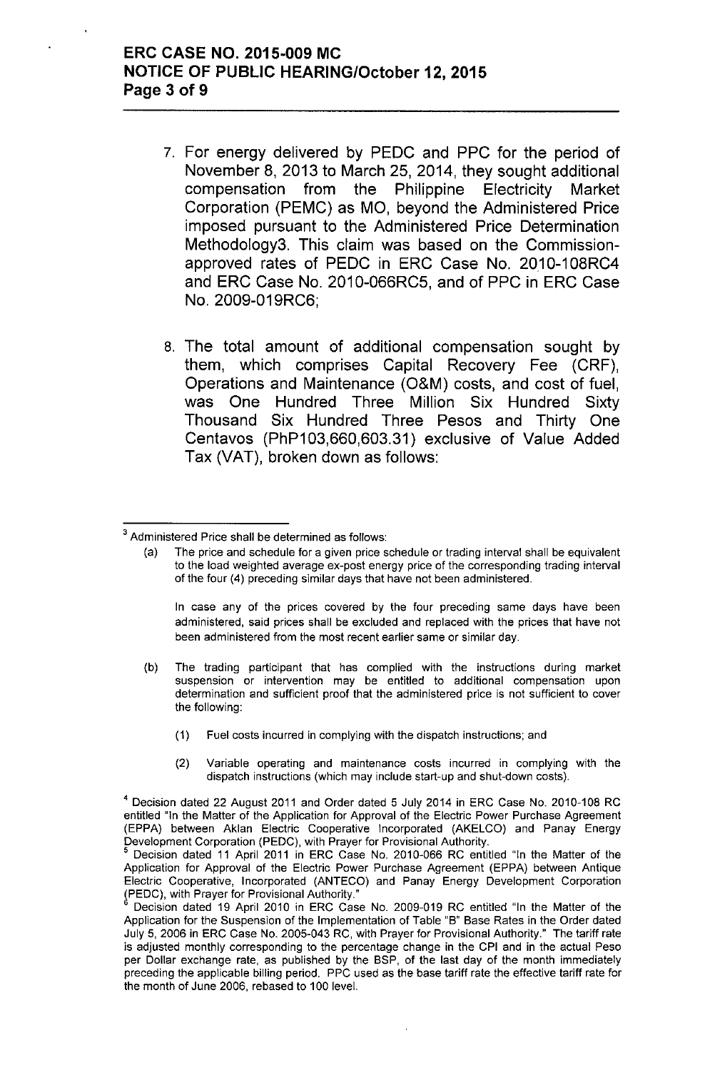7. For energy delivered by PEDC and PPC for the period of November 8, 2013 to March 25, 2014, they sought additional compensation from the Philippine Electricity Market Corporation (PEMC) as MO, beyond the Administered Price imposed pursuant to the Administered Price Determination Methodology[3]. This claim was based on the Commission-approved rates of PEDC in ERC Case No. 2010-108RC[4] and ERC Case No. 2010-066RC[5], and of PPC in ERC Case No. 2009-019RC[6];

8. The total amount of additional compensation sought by them, which comprises Capital Recovery Fee (CRF), Operations and Maintenance (O&M) costs, and cost of fuel, was One Hundred Three Million Six Hundred Sixty Thousand Six Hundred Three Pesos and Thirty One Centavos (PhP103,660,603.31) exclusive of Value Added Tax (VAT), broken down as follows:

---

[3] Administered Price shall be determined as follows:

(a) The price and schedule for a given price schedule or trading interval shall be equivalent to the load weighted average ex-post energy price of the corresponding trading interval of the four (4) preceding similar days that have not been administered.

In case any of the prices covered by the four preceding same days have been administered, said prices shall be excluded and replaced with the prices that have not been administered from the most recent earlier same or similar day.

(b) The trading participant that has complied with the instructions during market suspension or intervention may be entitled to additional compensation upon determination and sufficient proof that the administered price is not sufficient to cover the following:

(1) Fuel costs incurred in complying with the dispatch instructions; and

(2) Variable operating and maintenance costs incurred in complying with the dispatch instructions (which may include start-up and shut-down costs).

[4] Decision dated 22 August 2011 and Order dated 5 July 2014 in ERC Case No. 2010-108 RC entitled "In the Matter of the Application for Approval of the Electric Power Purchase Agreement (EPPA) between Aklan Electric Cooperative Incorporated (AKELCO) and Panay Energy Development Corporation (PEDC), with Prayer for Provisional Authority.

[5] Decision dated 11 April 2011 in ERC Case No. 2010-066 RC entitled "In the Matter of the Application for Approval of the Electric Power Purchase Agreement (EPPA) between Antique Electric Cooperative, Incorporated (ANTECO) and Panay Energy Development Corporation (PEDC), with Prayer for Provisional Authority."

[6] Decision dated 19 April 2010 in ERC Case No. 2009-019 RC entitled "In the Matter of the Application for the Suspension of the Implementation of Table "B" Base Rates in the Order dated July 5, 2006 in ERC Case No. 2005-043 RC, with Prayer for Provisional Authority." The tariff rate is adjusted monthly corresponding to the percentage change in the CPI and in the actual Peso per Dollar exchange rate, as published by the BSP, of the last day of the month immediately preceding the applicable billing period. PPC used as the base tariff rate the effective tariff rate for the month of June 2006, rebased to 100 level.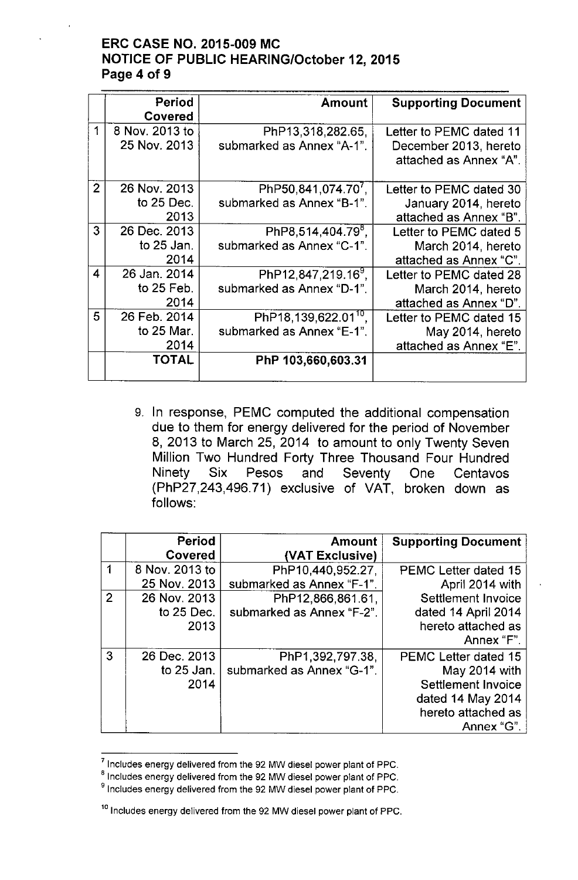| | Period Covered | Amount | Supporting Document |
|---|---|---|---|
| 1 | 8 Nov. 2013 to 25 Nov. 2013 | PhP13,318,282.65, submarked as Annex "A-1". | Letter to PEMC dated 11 December 2013, hereto attached as Annex "A". |
| 2 | 26 Nov. 2013 to 25 Dec. 2013 | PhP50,841,074.70[7], submarked as Annex "B-1". | Letter to PEMC dated 30 January 2014, hereto attached as Annex "B". |
| 3 | 26 Dec. 2013 to 25 Jan. 2014 | PhP8,514,404.79[8], submarked as Annex "C-1". | Letter to PEMC dated 5 March 2014, hereto attached as Annex "C". |
| 4 | 26 Jan. 2014 to 25 Feb. 2014 | PhP12,847,219.16[9], submarked as Annex "D-1". | Letter to PEMC dated 28 March 2014, hereto attached as Annex "D". |
| 5 | 26 Feb. 2014 to 25 Mar. 2014 | PhP18,139,622.01[10], submarked as Annex "E-1". | Letter to PEMC dated 15 May 2014, hereto attached as Annex "E". |
| | **TOTAL** | **PhP 103,660,603.31** | |

9. In response, PEMC computed the additional compensation due to them for energy delivered for the period of November 8, 2013 to March 25, 2014 to amount to only Twenty Seven Million Two Hundred Forty Three Thousand Four Hundred Ninety Six Pesos and Seventy One Centavos (PhP27,243,496.71) exclusive of VAT, broken down as follows:

| | Period Covered | Amount (VAT Exclusive) | Supporting Document |
|---|---|---|---|
| 1 | 8 Nov. 2013 to 25 Nov. 2013 | PhP10,440,952.27, submarked as Annex "F-1". | PEMC Letter dated 15 April 2014 with Settlement Invoice dated 14 April 2014 hereto attached as Annex "F". |
| 2 | 26 Nov. 2013 to 25 Dec. 2013 | PhP12,866,861.61, submarked as Annex "F-2". | |
| 3 | 26 Dec. 2013 to 25 Jan. 2014 | PhP1,392,797.38, submarked as Annex "G-1". | PEMC Letter dated 15 May 2014 with Settlement Invoice dated 14 May 2014 hereto attached as Annex "G". |

[7] Includes energy delivered from the 92 MW diesel power plant of PPC.

[8] Includes energy delivered from the 92 MW diesel power plant of PPC.

[9] Includes energy delivered from the 92 MW diesel power plant of PPC.

[10] Includes energy delivered from the 92 MW diesel power plant of PPC.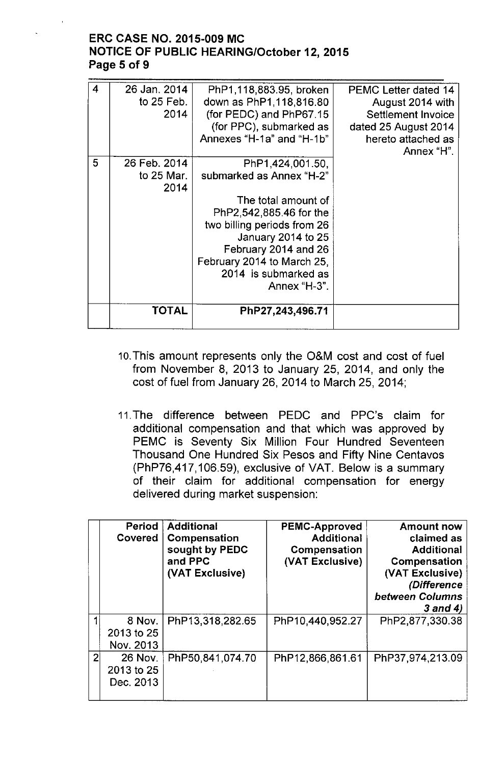| | | | |
|---|---|---|---|
| 4 | 26 Jan. 2014 to 25 Feb. 2014 | PhP1,118,883.95, broken down as PhP1,118,816.80 (for PEDC) and PhP67.15 (for PPC), submarked as Annexes "H-1a" and "H-1b" | PEMC Letter dated 14 August 2014 with Settlement Invoice dated 25 August 2014 hereto attached as Annex "H". |
| 5 | 26 Feb. 2014 to 25 Mar. 2014 | PhP1,424,001.50, submarked as Annex "H-2"<br><br>The total amount of PhP2,542,885.46 for the two billing periods from 26 January 2014 to 25 February 2014 and 26 February 2014 to March 25, 2014 is submarked as Annex "H-3". | |
| | **TOTAL** | **PhP27,243,496.71** | |

10. This amount represents only the O&M cost and cost of fuel from November 8, 2013 to January 25, 2014, and only the cost of fuel from January 26, 2014 to March 25, 2014;

11. The difference between PEDC and PPC's claim for additional compensation and that which was approved by PEMC is Seventy Six Million Four Hundred Seventeen Thousand One Hundred Six Pesos and Fifty Nine Centavos (PhP76,417,106.59), exclusive of VAT. Below is a summary of their claim for additional compensation for energy delivered during market suspension:

| | Period Covered | Additional Compensation sought by PEDC and PPC (VAT Exclusive) | PEMC-Approved Additional Compensation (VAT Exclusive) | Amount now claimed as Additional Compensation (VAT Exclusive) *(Difference between Columns 3 and 4)* |
|---|---|---|---|---|
| 1 | 8 Nov. 2013 to 25 Nov. 2013 | PhP13,318,282.65 | PhP10,440,952.27 | PhP2,877,330.38 |
| 2 | 26 Nov. 2013 to 25 Dec. 2013 | PhP50,841,074.70 | PhP12,866,861.61 | PhP37,974,213.09 |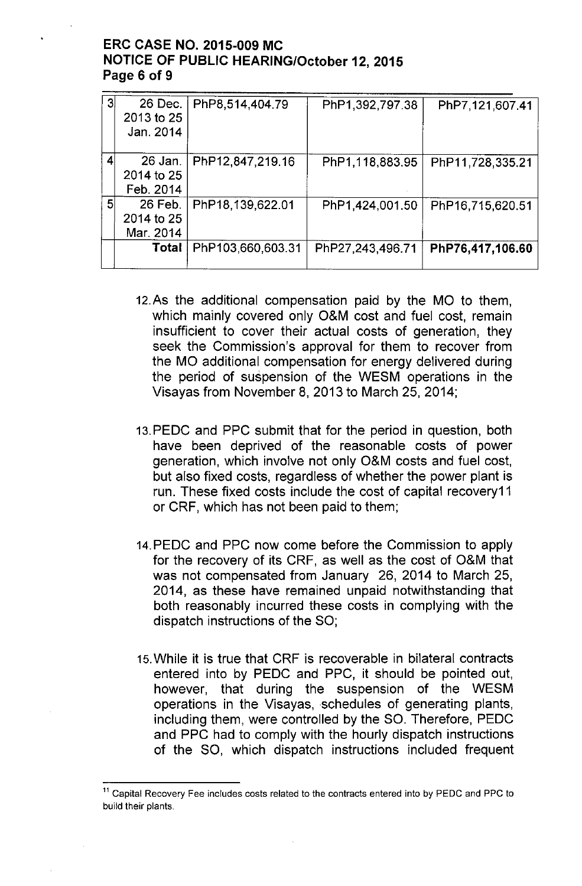| | | | | |
|---|---|---|---|---|
| 3 | 26 Dec. 2013 to 25 Jan. 2014 | PhP8,514,404.79 | PhP1,392,797.38 | PhP7,121,607.41 |
| 4 | 26 Jan. 2014 to 25 Feb. 2014 | PhP12,847,219.16 | PhP1,118,883.95 | PhP11,728,335.21 |
| 5 | 26 Feb. 2014 to 25 Mar. 2014 | PhP18,139,622.01 | PhP1,424,001.50 | PhP16,715,620.51 |
| | **Total** | PhP103,660,603.31 | PhP27,243,496.71 | **PhP76,417,106.60** |

12. As the additional compensation paid by the MO to them, which mainly covered only O&M cost and fuel cost, remain insufficient to cover their actual costs of generation, they seek the Commission's approval for them to recover from the MO additional compensation for energy delivered during the period of suspension of the WESM operations in the Visayas from November 8, 2013 to March 25, 2014;

13. PEDC and PPC submit that for the period in question, both have been deprived of the reasonable costs of power generation, which involve not only O&M costs and fuel cost, but also fixed costs, regardless of whether the power plant is run. These fixed costs include the cost of capital recovery[11] or CRF, which has not been paid to them;

14. PEDC and PPC now come before the Commission to apply for the recovery of its CRF, as well as the cost of O&M that was not compensated from January 26, 2014 to March 25, 2014, as these have remained unpaid notwithstanding that both reasonably incurred these costs in complying with the dispatch instructions of the SO;

15. While it is true that CRF is recoverable in bilateral contracts entered into by PEDC and PPC, it should be pointed out, however, that during the suspension of the WESM operations in the Visayas, schedules of generating plants, including them, were controlled by the SO. Therefore, PEDC and PPC had to comply with the hourly dispatch instructions of the SO, which dispatch instructions included frequent

[11] Capital Recovery Fee includes costs related to the contracts entered into by PEDC and PPC to build their plants.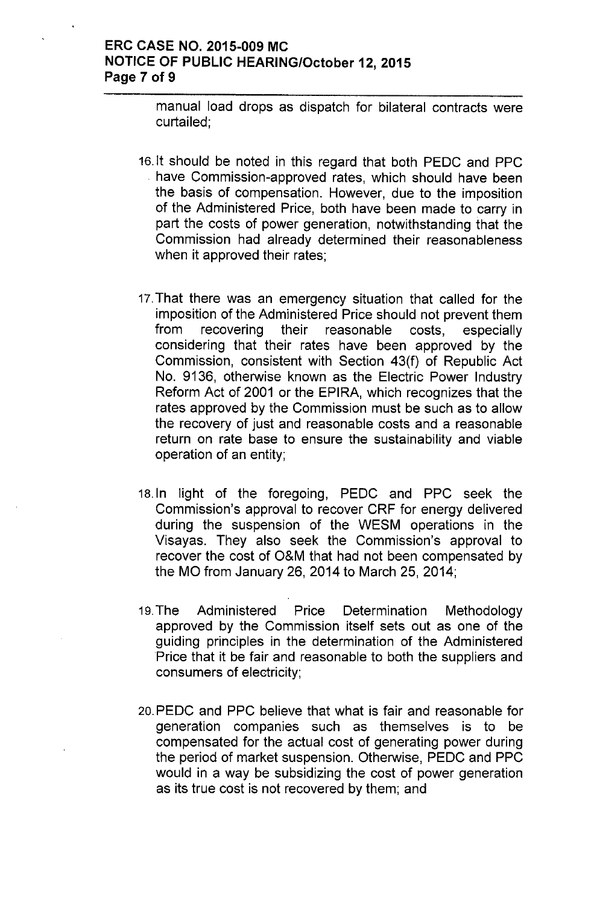manual load drops as dispatch for bilateral contracts were curtailed;

16. It should be noted in this regard that both PEDC and PPC have Commission-approved rates, which should have been the basis of compensation. However, due to the imposition of the Administered Price, both have been made to carry in part the costs of power generation, notwithstanding that the Commission had already determined their reasonableness when it approved their rates;

17. That there was an emergency situation that called for the imposition of the Administered Price should not prevent them from recovering their reasonable costs, especially considering that their rates have been approved by the Commission, consistent with Section 43(f) of Republic Act No. 9136, otherwise known as the Electric Power Industry Reform Act of 2001 or the EPIRA, which recognizes that the rates approved by the Commission must be such as to allow the recovery of just and reasonable costs and a reasonable return on rate base to ensure the sustainability and viable operation of an entity;

18. In light of the foregoing, PEDC and PPC seek the Commission's approval to recover CRF for energy delivered during the suspension of the WESM operations in the Visayas. They also seek the Commission's approval to recover the cost of O&M that had not been compensated by the MO from January 26, 2014 to March 25, 2014;

19. The Administered Price Determination Methodology approved by the Commission itself sets out as one of the guiding principles in the determination of the Administered Price that it be fair and reasonable to both the suppliers and consumers of electricity;

20. PEDC and PPC believe that what is fair and reasonable for generation companies such as themselves is to be compensated for the actual cost of generating power during the period of market suspension. Otherwise, PEDC and PPC would in a way be subsidizing the cost of power generation as its true cost is not recovered by them; and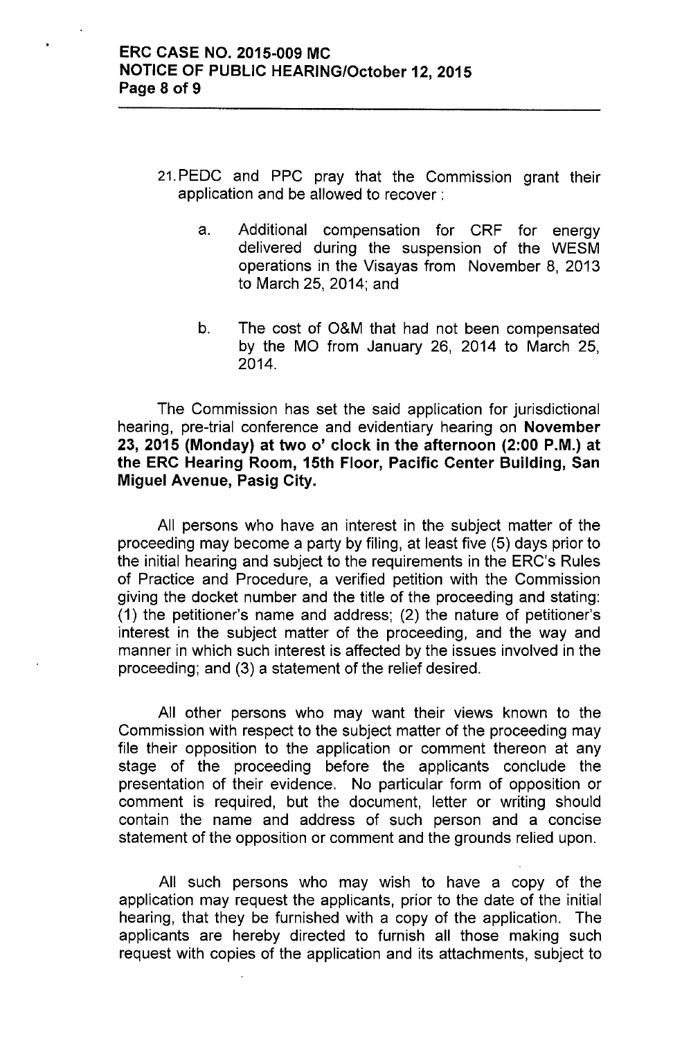21. PEDC and PPC pray that the Commission grant their application and be allowed to recover :

    a. Additional compensation for CRF for energy delivered during the suspension of the WESM operations in the Visayas from November 8, 2013 to March 25, 2014; and

    b. The cost of O&M that had not been compensated by the MO from January 26, 2014 to March 25, 2014.

The Commission has set the said application for jurisdictional hearing, pre-trial conference and evidentiary hearing on **November 23, 2015 (Monday) at two o' clock in the afternoon (2:00 P.M.) at the ERC Hearing Room, 15th Floor, Pacific Center Building, San Miguel Avenue, Pasig City.**

All persons who have an interest in the subject matter of the proceeding may become a party by filing, at least five (5) days prior to the initial hearing and subject to the requirements in the ERC's Rules of Practice and Procedure, a verified petition with the Commission giving the docket number and the title of the proceeding and stating: (1) the petitioner's name and address; (2) the nature of petitioner's interest in the subject matter of the proceeding, and the way and manner in which such interest is affected by the issues involved in the proceeding; and (3) a statement of the relief desired.

All other persons who may want their views known to the Commission with respect to the subject matter of the proceeding may file their opposition to the application or comment thereon at any stage of the proceeding before the applicants conclude the presentation of their evidence. No particular form of opposition or comment is required, but the document, letter or writing should contain the name and address of such person and a concise statement of the opposition or comment and the grounds relied upon.

All such persons who may wish to have a copy of the application may request the applicants, prior to the date of the initial hearing, that they be furnished with a copy of the application. The applicants are hereby directed to furnish all those making such request with copies of the application and its attachments, subject to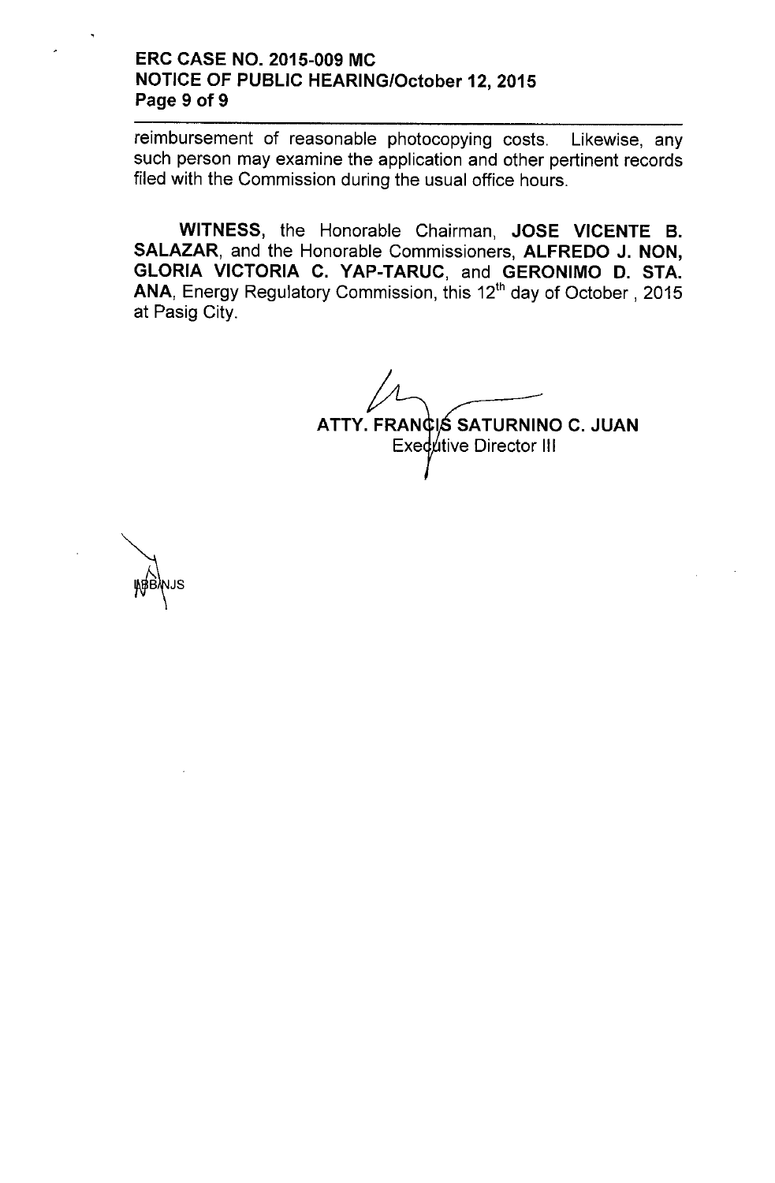reimbursement of reasonable photocopying costs. Likewise, any such person may examine the application and other pertinent records filed with the Commission during the usual office hours.

**WITNESS**, the Honorable Chairman, **JOSE VICENTE B. SALAZAR**, and the Honorable Commissioners, **ALFREDO J. NON, GLORIA VICTORIA C. YAP-TARUC**, and **GERONIMO D. STA. ANA**, Energy Regulatory Commission, this 12th day of October , 2015 at Pasig City.

**ATTY. FRANCIS SATURNINO C. JUAN**
Executive Director III

NBB/NJS